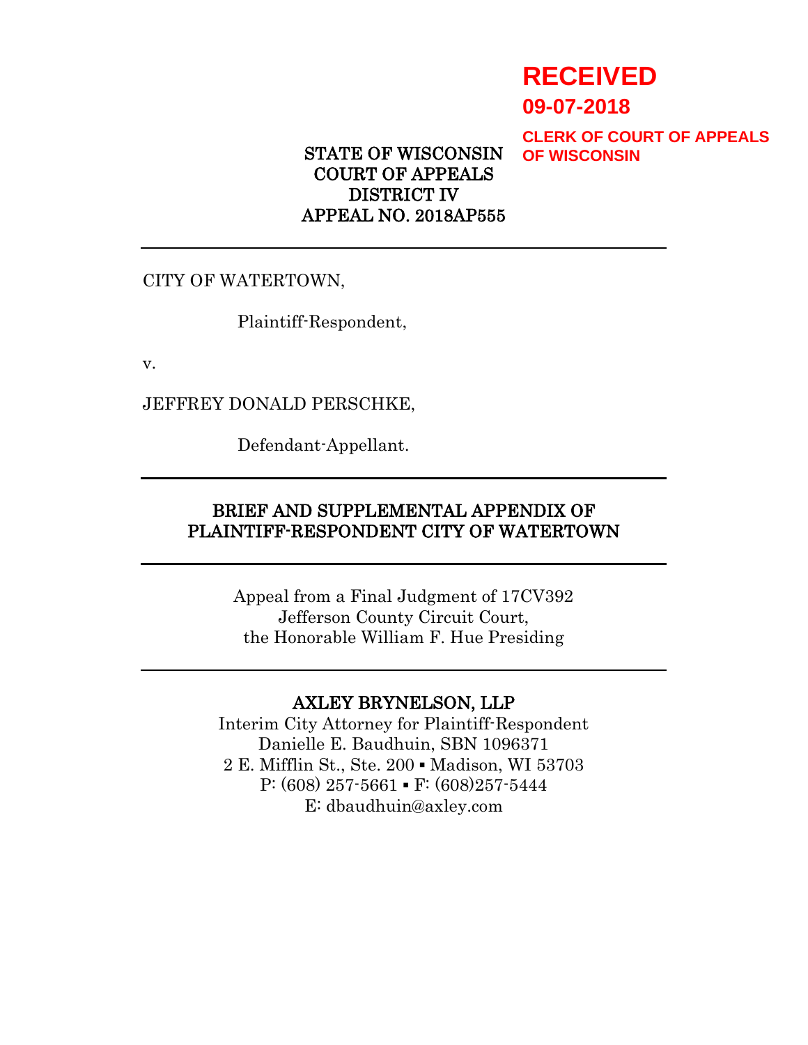**RECEIVED**

**09-07-2018**

**CLERK OF COURT OF APPEALS OF WISCONSIN**

STATE OF WISCONSIN
COURT OF APPEALS
DISTRICT IV
APPEAL NO. 2018AP555

---

CITY OF WATERTOWN,

Plaintiff-Respondent,

v.

JEFFREY DONALD PERSCHKE,

Defendant-Appellant.

---

**BRIEF AND SUPPLEMENTAL APPENDIX OF PLAINTIFF-RESPONDENT CITY OF WATERTOWN**

---

Appeal from a Final Judgment of 17CV392
Jefferson County Circuit Court,
the Honorable William F. Hue Presiding

---

AXLEY BRYNELSON, LLP
Interim City Attorney for Plaintiff-Respondent
Danielle E. Baudhuin, SBN 1096371
2 E. Mifflin St., Ste. 200 ▪ Madison, WI 53703
P: (608) 257-5661 ▪ F: (608)257-5444
E: dbaudhuin@axley.com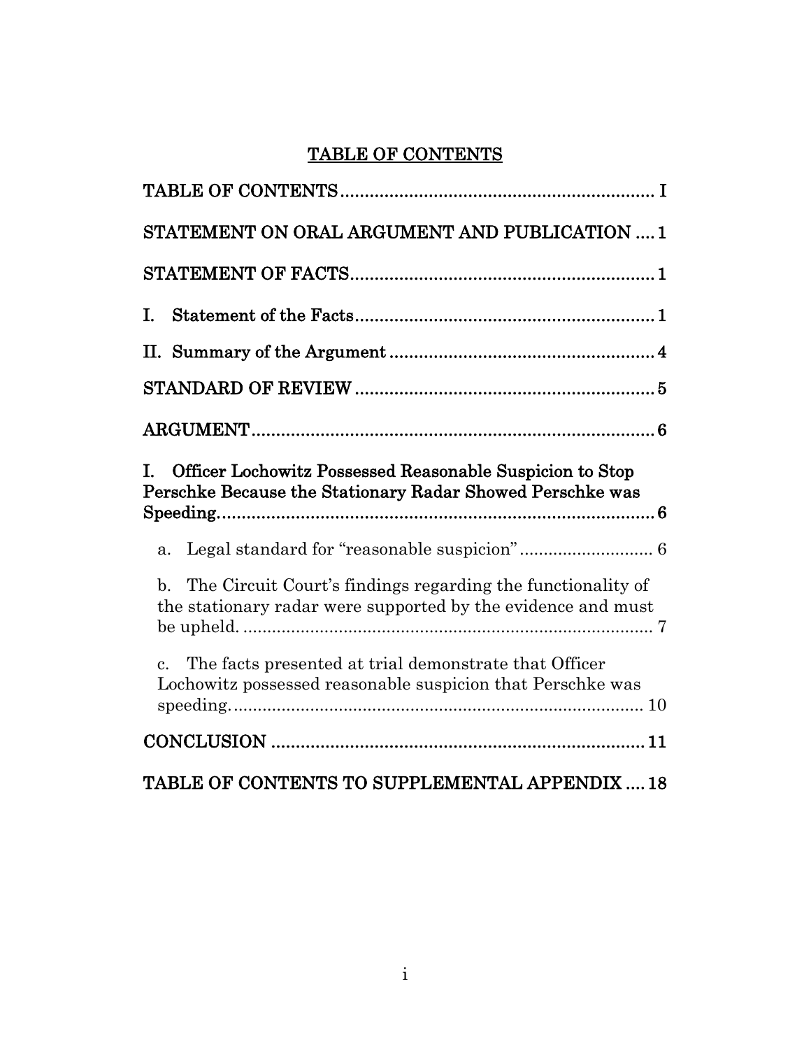# TABLE OF CONTENTS

TABLE OF CONTENTS ............................................................. I

STATEMENT ON ORAL ARGUMENT AND PUBLICATION .... 1

STATEMENT OF FACTS ........................................................... 1

I. Statement of the Facts ........................................................... 1

II. Summary of the Argument ..................................................... 4

STANDARD OF REVIEW ........................................................... 5

ARGUMENT ............................................................................... 6

I. Officer Lochowitz Possessed Reasonable Suspicion to Stop Perschke Because the Stationary Radar Showed Perschke was Speeding. ........................................................................................ 6

- a. Legal standard for "reasonable suspicion" ............................ 6
- b. The Circuit Court's findings regarding the functionality of the stationary radar were supported by the evidence and must be upheld. ...................................................................................... 7
- c. The facts presented at trial demonstrate that Officer Lochowitz possessed reasonable suspicion that Perschke was speeding. ...................................................................................... 10

CONCLUSION .......................................................................... 11

TABLE OF CONTENTS TO SUPPLEMENTAL APPENDIX .... 18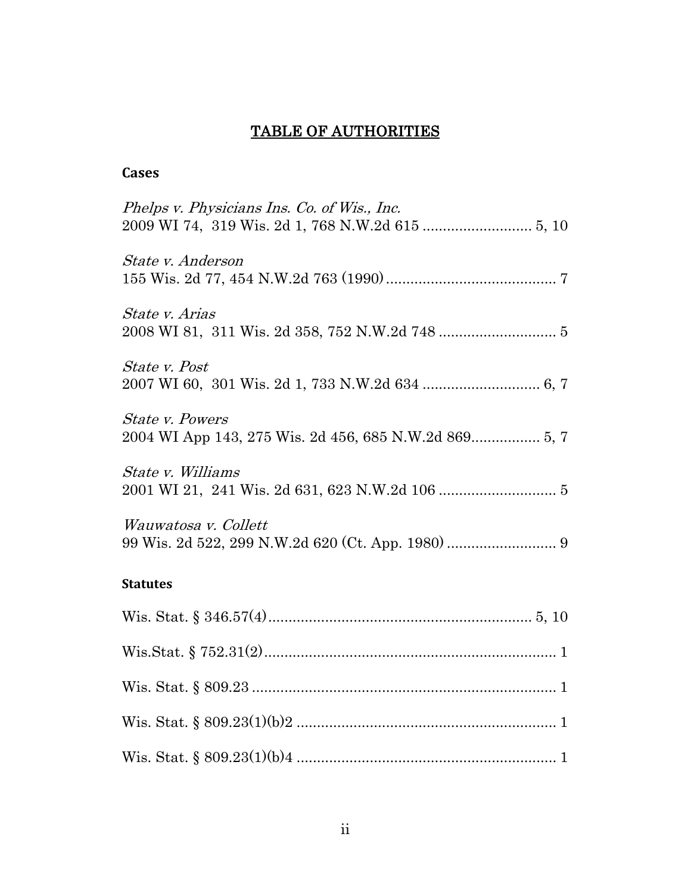# TABLE OF AUTHORITIES

## Cases

*Phelps v. Physicians Ins. Co. of Wis., Inc.*
2009 WI 74, 319 Wis. 2d 1, 768 N.W.2d 615 .......................... 5, 10

*State v. Anderson*
155 Wis. 2d 77, 454 N.W.2d 763 (1990) .......................................... 7

*State v. Arias*
2008 WI 81, 311 Wis. 2d 358, 752 N.W.2d 748 ............................ 5

*State v. Post*
2007 WI 60, 301 Wis. 2d 1, 733 N.W.2d 634 ............................ 6, 7

*State v. Powers*
2004 WI App 143, 275 Wis. 2d 456, 685 N.W.2d 869................ 5, 7

*State v. Williams*
2001 WI 21, 241 Wis. 2d 631, 623 N.W.2d 106 ............................ 5

*Wauwatosa v. Collett*
99 Wis. 2d 522, 299 N.W.2d 620 (Ct. App. 1980) .......................... 9

## Statutes

Wis. Stat. § 346.57(4) ................................................................ 5, 10

Wis.Stat. § 752.31(2) ...................................................................... 1

Wis. Stat. § 809.23 .......................................................................... 1

Wis. Stat. § 809.23(1)(b)2 ................................................................ 1

Wis. Stat. § 809.23(1)(b)4 ................................................................ 1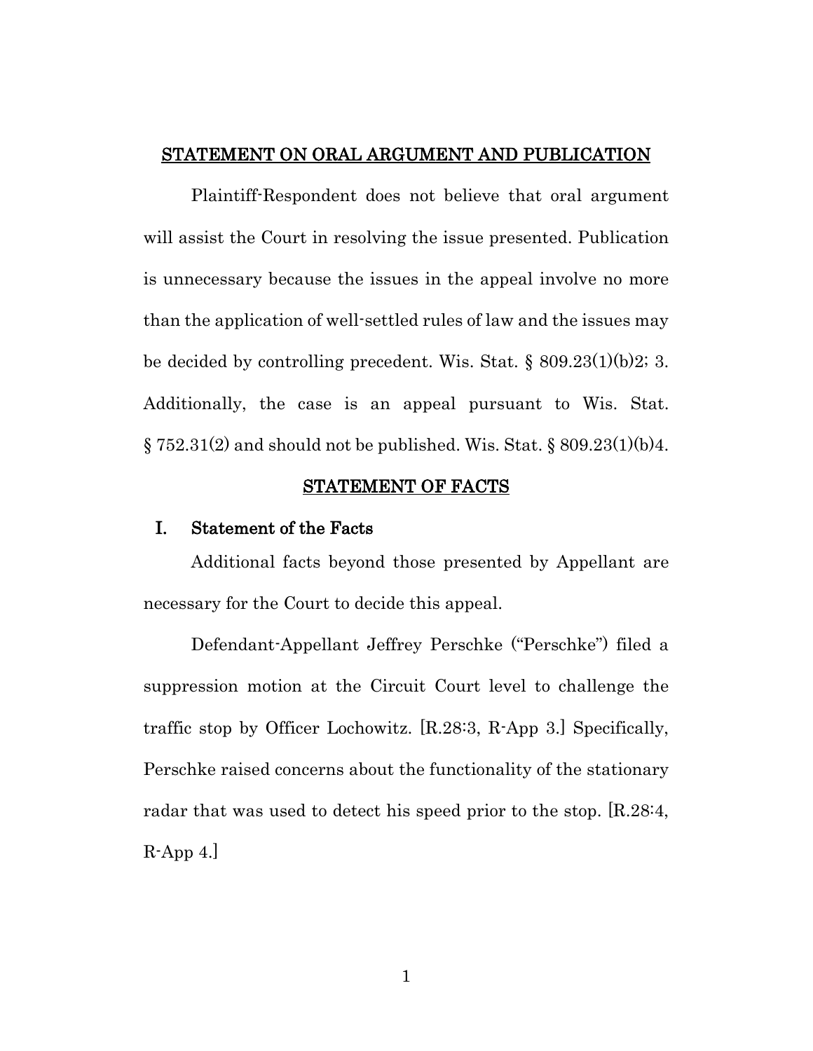## STATEMENT ON ORAL ARGUMENT AND PUBLICATION

Plaintiff-Respondent does not believe that oral argument will assist the Court in resolving the issue presented. Publication is unnecessary because the issues in the appeal involve no more than the application of well-settled rules of law and the issues may be decided by controlling precedent. Wis. Stat. § 809.23(1)(b)2; 3. Additionally, the case is an appeal pursuant to Wis. Stat. § 752.31(2) and should not be published. Wis. Stat. § 809.23(1)(b)4.

## STATEMENT OF FACTS

### I. Statement of the Facts

Additional facts beyond those presented by Appellant are necessary for the Court to decide this appeal.

Defendant-Appellant Jeffrey Perschke ("Perschke") filed a suppression motion at the Circuit Court level to challenge the traffic stop by Officer Lochowitz. [R.28:3, R-App 3.] Specifically, Perschke raised concerns about the functionality of the stationary radar that was used to detect his speed prior to the stop. [R.28:4, R-App 4.]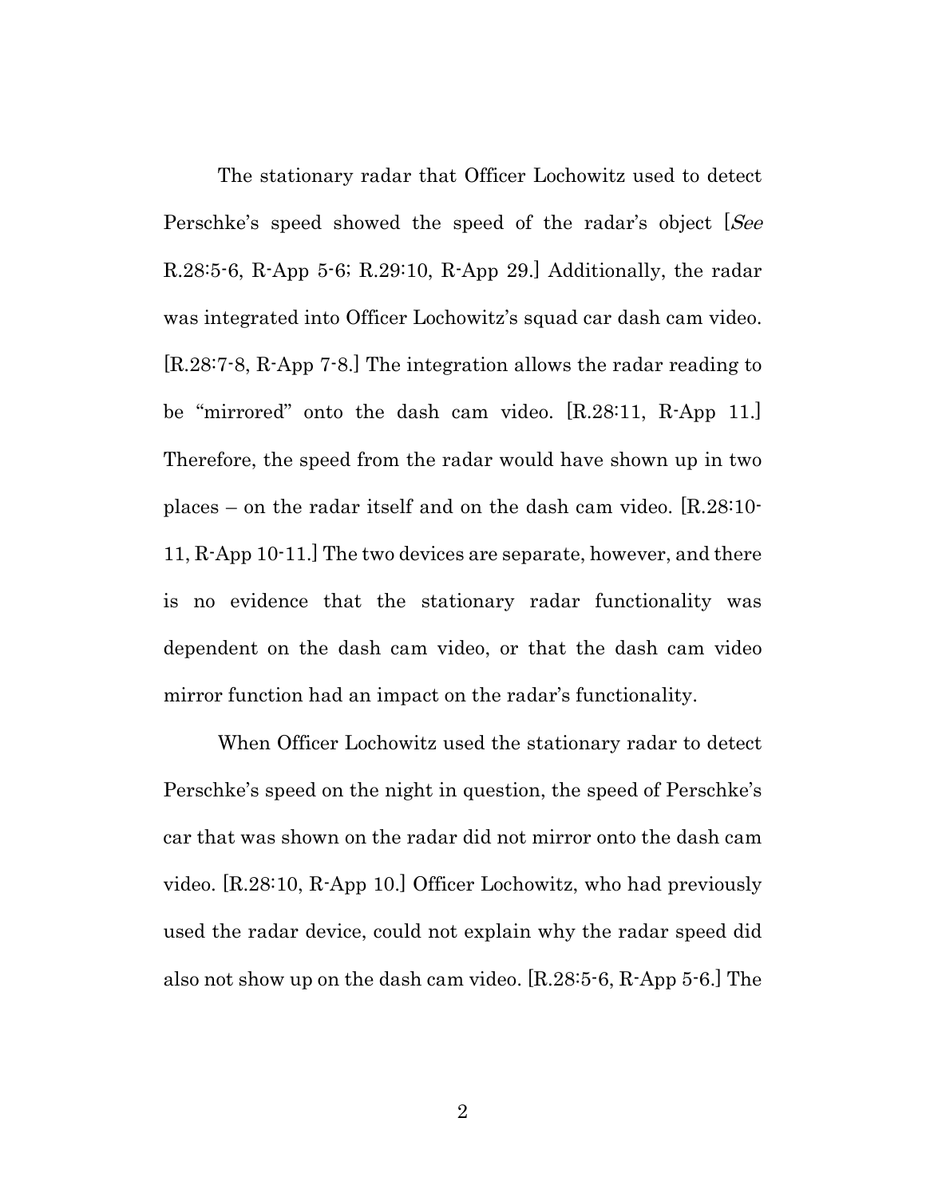The stationary radar that Officer Lochowitz used to detect Perschke's speed showed the speed of the radar's object [*See* R.28:5-6, R-App 5-6; R.29:10, R-App 29.] Additionally, the radar was integrated into Officer Lochowitz's squad car dash cam video. [R.28:7-8, R-App 7-8.] The integration allows the radar reading to be "mirrored" onto the dash cam video. [R.28:11, R-App 11.] Therefore, the speed from the radar would have shown up in two places – on the radar itself and on the dash cam video. [R.28:10-11, R-App 10-11.] The two devices are separate, however, and there is no evidence that the stationary radar functionality was dependent on the dash cam video, or that the dash cam video mirror function had an impact on the radar's functionality.

When Officer Lochowitz used the stationary radar to detect Perschke's speed on the night in question, the speed of Perschke's car that was shown on the radar did not mirror onto the dash cam video. [R.28:10, R-App 10.] Officer Lochowitz, who had previously used the radar device, could not explain why the radar speed did also not show up on the dash cam video. [R.28:5-6, R-App 5-6.] The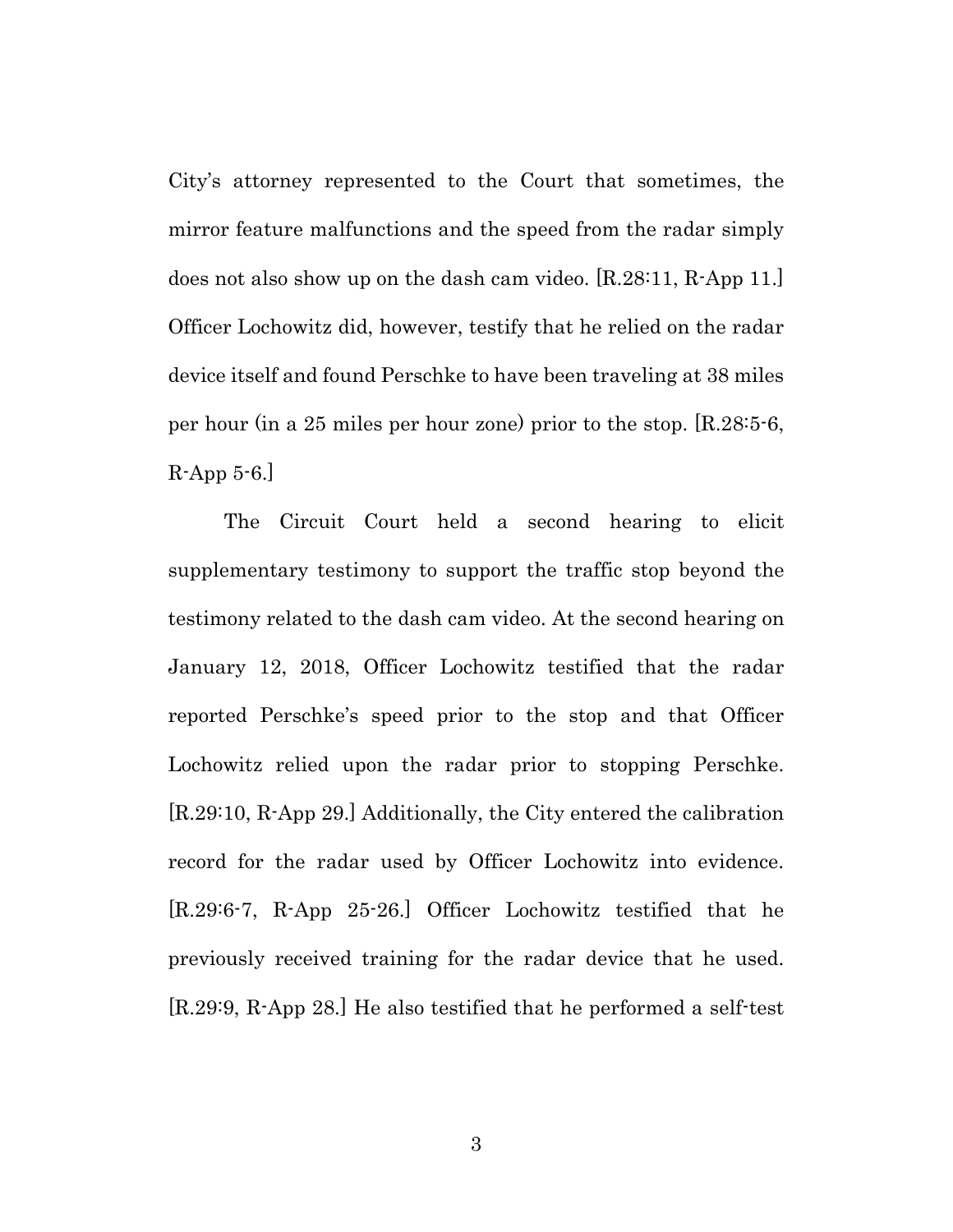City's attorney represented to the Court that sometimes, the mirror feature malfunctions and the speed from the radar simply does not also show up on the dash cam video. [R.28:11, R-App 11.] Officer Lochowitz did, however, testify that he relied on the radar device itself and found Perschke to have been traveling at 38 miles per hour (in a 25 miles per hour zone) prior to the stop. [R.28:5-6, R-App 5-6.]

The Circuit Court held a second hearing to elicit supplementary testimony to support the traffic stop beyond the testimony related to the dash cam video. At the second hearing on January 12, 2018, Officer Lochowitz testified that the radar reported Perschke's speed prior to the stop and that Officer Lochowitz relied upon the radar prior to stopping Perschke. [R.29:10, R-App 29.] Additionally, the City entered the calibration record for the radar used by Officer Lochowitz into evidence. [R.29:6-7, R-App 25-26.] Officer Lochowitz testified that he previously received training for the radar device that he used. [R.29:9, R-App 28.] He also testified that he performed a self-test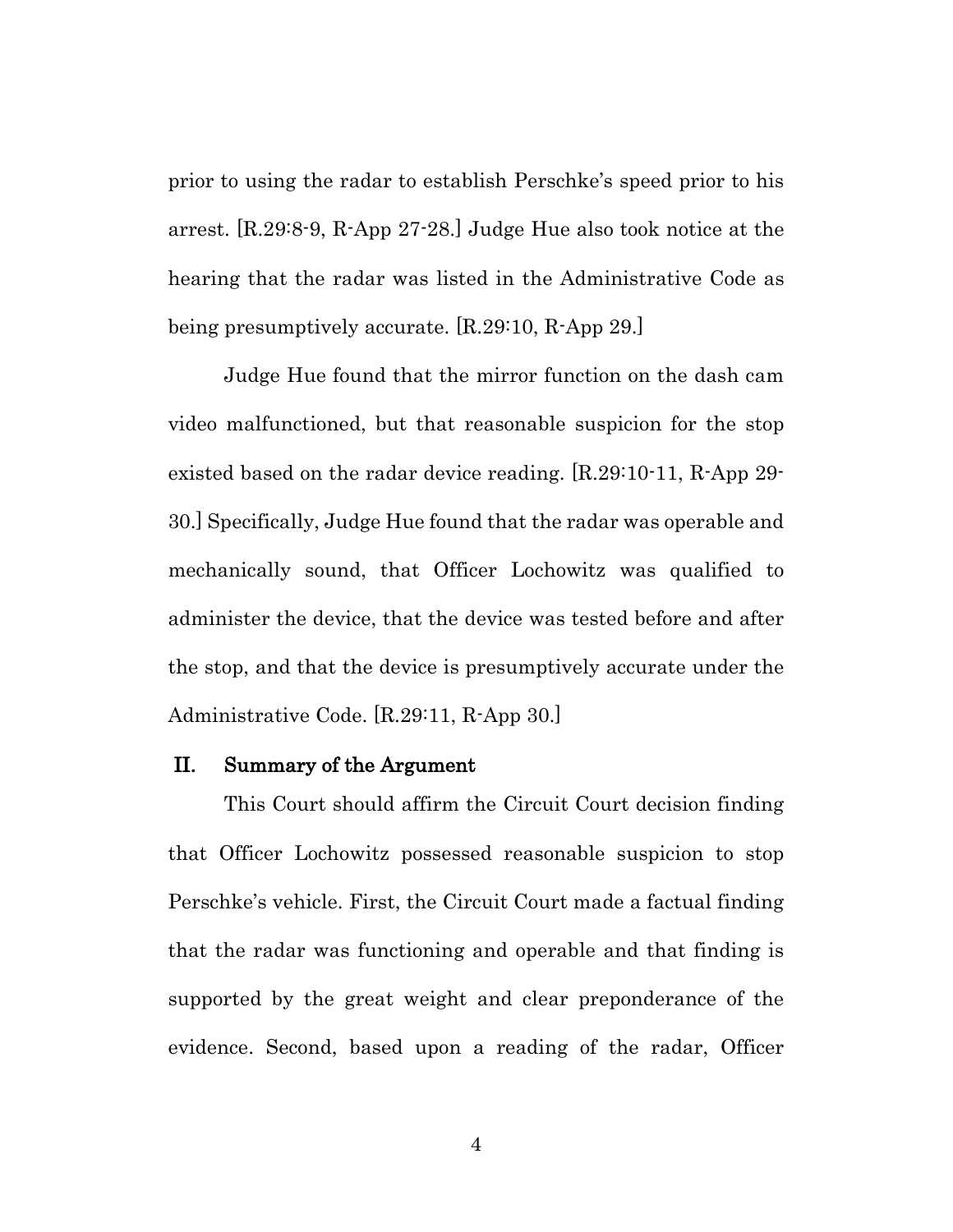prior to using the radar to establish Perschke's speed prior to his arrest. [R.29:8-9, R-App 27-28.] Judge Hue also took notice at the hearing that the radar was listed in the Administrative Code as being presumptively accurate. [R.29:10, R-App 29.]

Judge Hue found that the mirror function on the dash cam video malfunctioned, but that reasonable suspicion for the stop existed based on the radar device reading. [R.29:10-11, R-App 29-30.] Specifically, Judge Hue found that the radar was operable and mechanically sound, that Officer Lochowitz was qualified to administer the device, that the device was tested before and after the stop, and that the device is presumptively accurate under the Administrative Code. [R.29:11, R-App 30.]

## II. Summary of the Argument

This Court should affirm the Circuit Court decision finding that Officer Lochowitz possessed reasonable suspicion to stop Perschke's vehicle. First, the Circuit Court made a factual finding that the radar was functioning and operable and that finding is supported by the great weight and clear preponderance of the evidence. Second, based upon a reading of the radar, Officer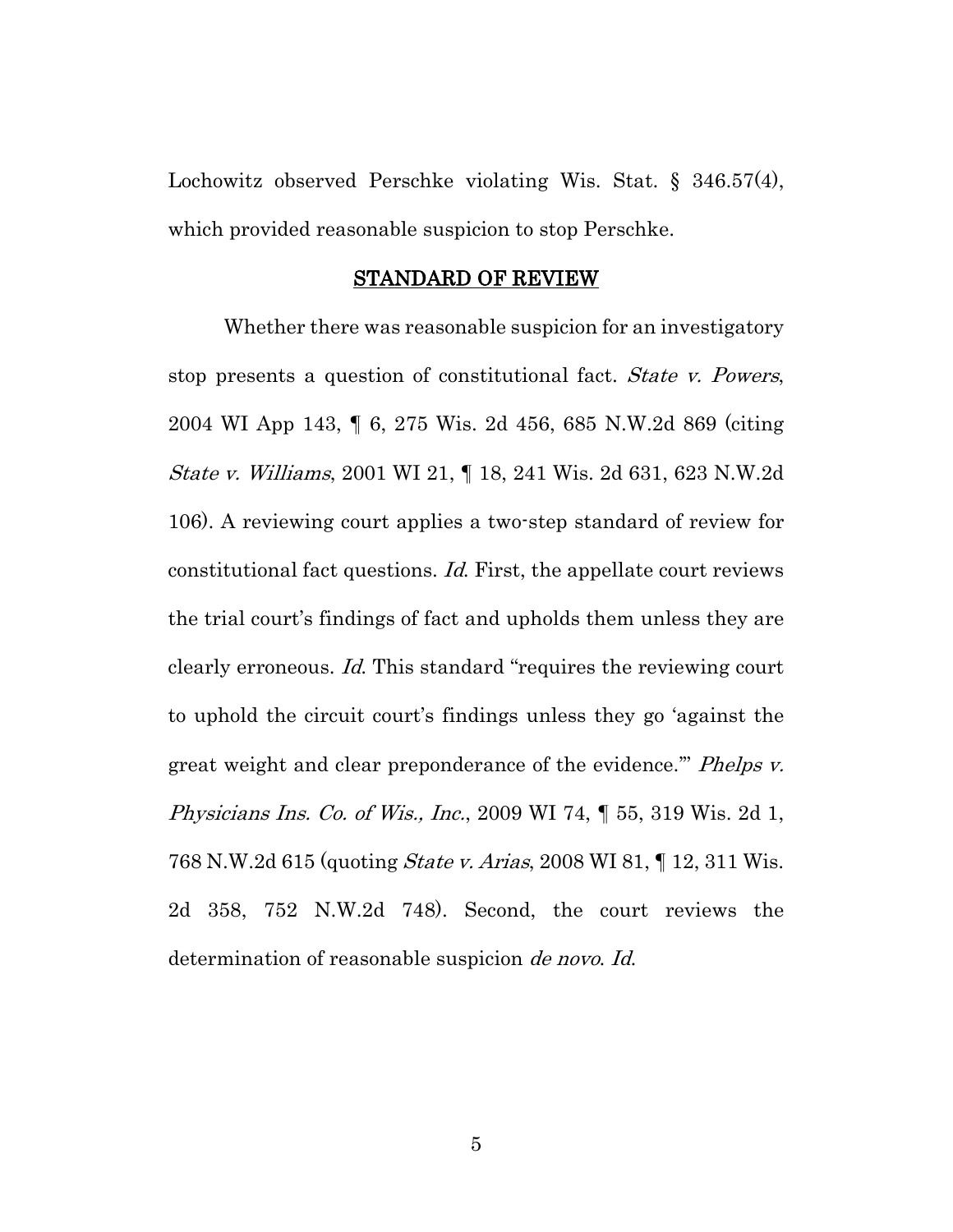Lochowitz observed Perschke violating Wis. Stat. § 346.57(4), which provided reasonable suspicion to stop Perschke.

## STANDARD OF REVIEW

Whether there was reasonable suspicion for an investigatory stop presents a question of constitutional fact. *State v. Powers*, 2004 WI App 143, ¶ 6, 275 Wis. 2d 456, 685 N.W.2d 869 (citing *State v. Williams*, 2001 WI 21, ¶ 18, 241 Wis. 2d 631, 623 N.W.2d 106). A reviewing court applies a two-step standard of review for constitutional fact questions. *Id.* First, the appellate court reviews the trial court's findings of fact and upholds them unless they are clearly erroneous. *Id.* This standard "requires the reviewing court to uphold the circuit court's findings unless they go 'against the great weight and clear preponderance of the evidence.'" *Phelps v. Physicians Ins. Co. of Wis., Inc.*, 2009 WI 74, ¶ 55, 319 Wis. 2d 1, 768 N.W.2d 615 (quoting *State v. Arias*, 2008 WI 81, ¶ 12, 311 Wis. 2d 358, 752 N.W.2d 748). Second, the court reviews the determination of reasonable suspicion *de novo*. *Id.*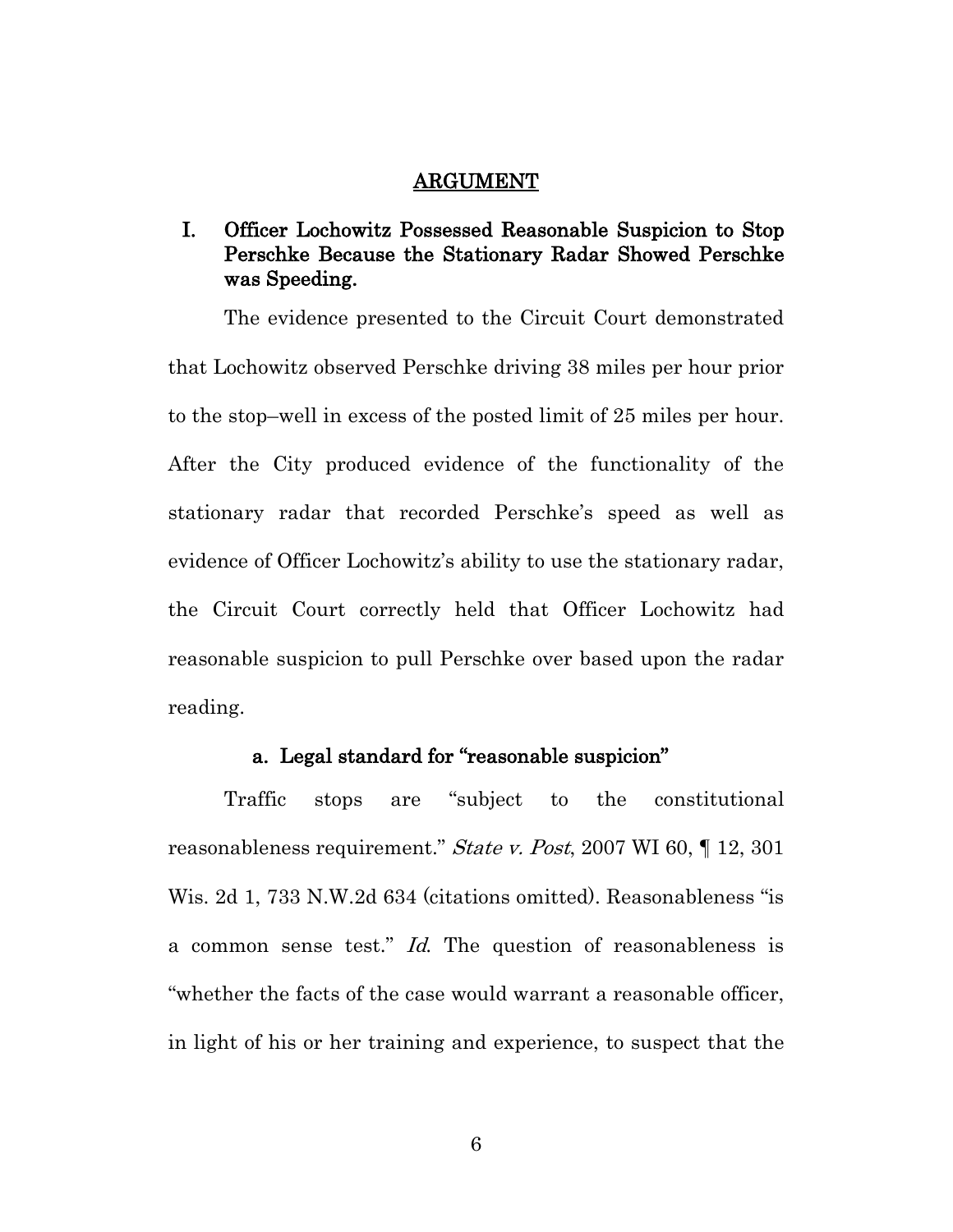## ARGUMENT

### I. Officer Lochowitz Possessed Reasonable Suspicion to Stop Perschke Because the Stationary Radar Showed Perschke was Speeding.

The evidence presented to the Circuit Court demonstrated that Lochowitz observed Perschke driving 38 miles per hour prior to the stop–well in excess of the posted limit of 25 miles per hour. After the City produced evidence of the functionality of the stationary radar that recorded Perschke's speed as well as evidence of Officer Lochowitz's ability to use the stationary radar, the Circuit Court correctly held that Officer Lochowitz had reasonable suspicion to pull Perschke over based upon the radar reading.

#### a. Legal standard for "reasonable suspicion"

Traffic stops are "subject to the constitutional reasonableness requirement." *State v. Post*, 2007 WI 60, ¶ 12, 301 Wis. 2d 1, 733 N.W.2d 634 (citations omitted). Reasonableness "is a common sense test." *Id.* The question of reasonableness is "whether the facts of the case would warrant a reasonable officer, in light of his or her training and experience, to suspect that the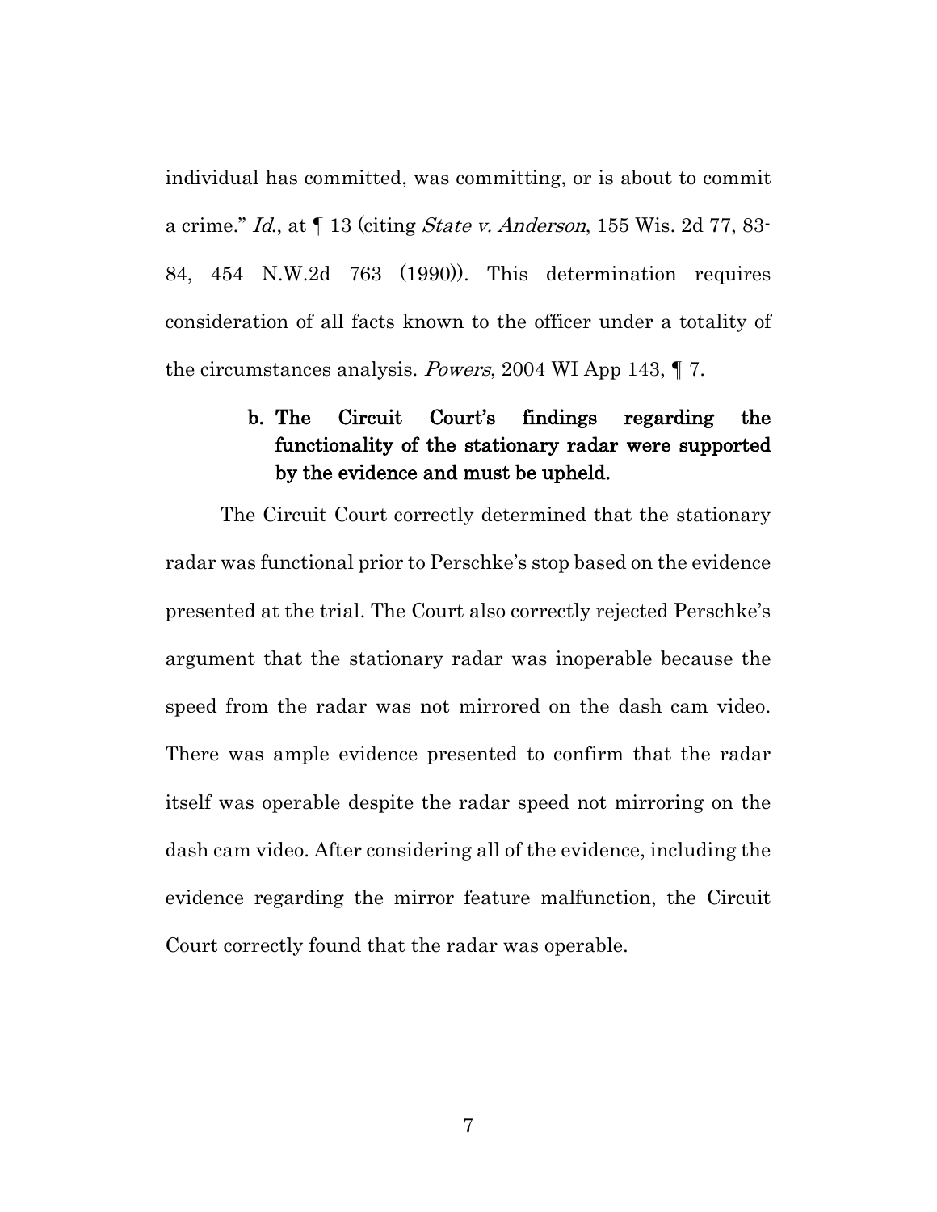individual has committed, was committing, or is about to commit a crime." *Id.*, at ¶ 13 (citing *State v. Anderson*, 155 Wis. 2d 77, 83-84, 454 N.W.2d 763 (1990)). This determination requires consideration of all facts known to the officer under a totality of the circumstances analysis. *Powers*, 2004 WI App 143, ¶ 7.

**b. The Circuit Court's findings regarding the functionality of the stationary radar were supported by the evidence and must be upheld.**

The Circuit Court correctly determined that the stationary radar was functional prior to Perschke's stop based on the evidence presented at the trial. The Court also correctly rejected Perschke's argument that the stationary radar was inoperable because the speed from the radar was not mirrored on the dash cam video. There was ample evidence presented to confirm that the radar itself was operable despite the radar speed not mirroring on the dash cam video. After considering all of the evidence, including the evidence regarding the mirror feature malfunction, the Circuit Court correctly found that the radar was operable.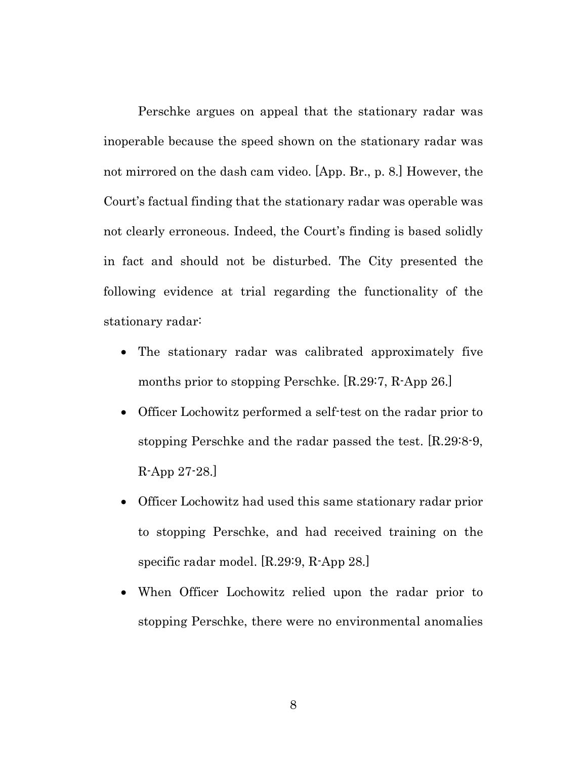Perschke argues on appeal that the stationary radar was inoperable because the speed shown on the stationary radar was not mirrored on the dash cam video. [App. Br., p. 8.] However, the Court's factual finding that the stationary radar was operable was not clearly erroneous. Indeed, the Court's finding is based solidly in fact and should not be disturbed. The City presented the following evidence at trial regarding the functionality of the stationary radar:

- The stationary radar was calibrated approximately five months prior to stopping Perschke. [R.29:7, R-App 26.]
- Officer Lochowitz performed a self-test on the radar prior to stopping Perschke and the radar passed the test. [R.29:8-9, R-App 27-28.]
- Officer Lochowitz had used this same stationary radar prior to stopping Perschke, and had received training on the specific radar model. [R.29:9, R-App 28.]
- When Officer Lochowitz relied upon the radar prior to stopping Perschke, there were no environmental anomalies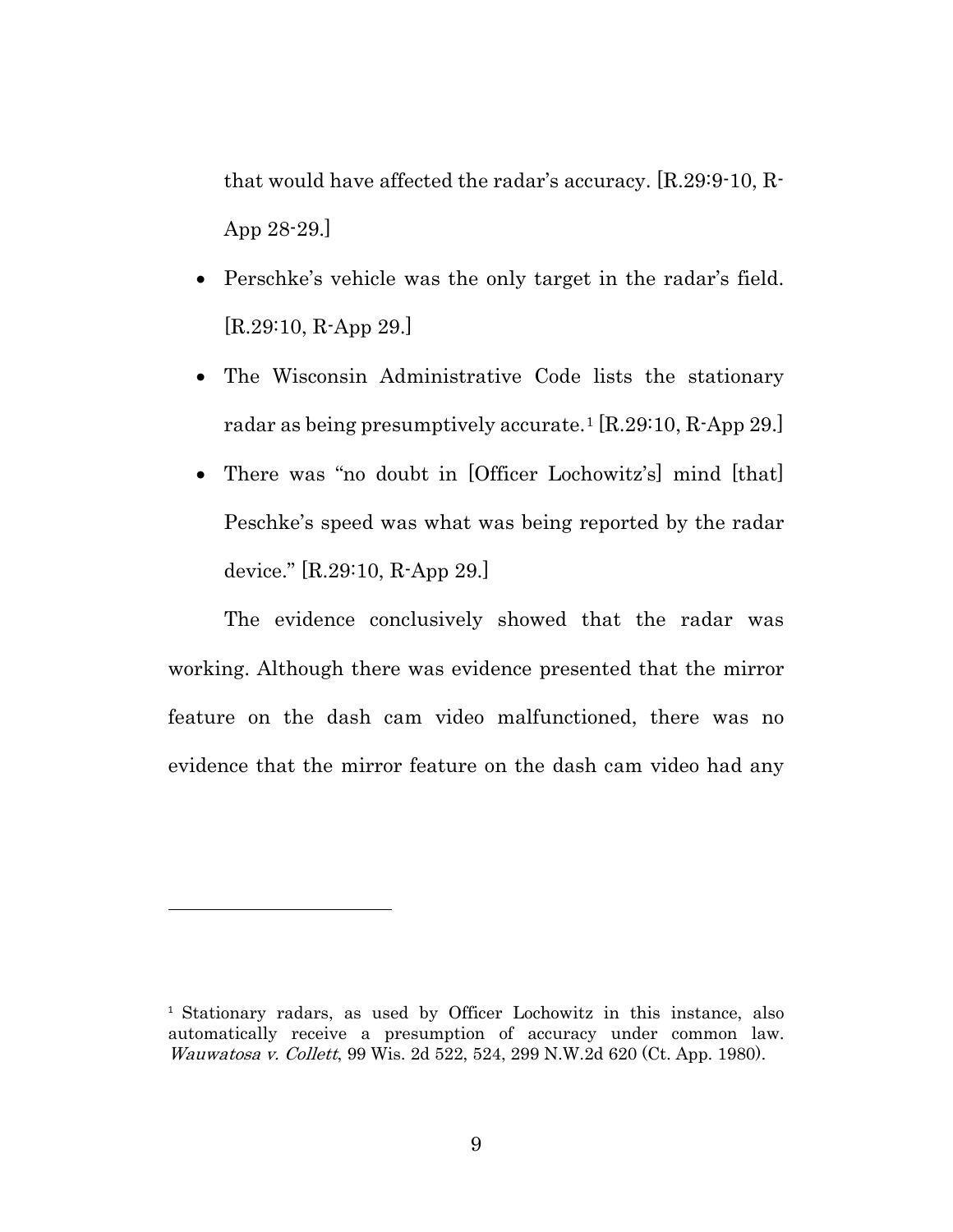that would have affected the radar's accuracy. [R.29:9-10, R-App 28-29.]

- Perschke's vehicle was the only target in the radar's field. [R.29:10, R-App 29.]
- The Wisconsin Administrative Code lists the stationary radar as being presumptively accurate.[1] [R.29:10, R-App 29.]
- There was "no doubt in [Officer Lochowitz's] mind [that] Peschke's speed was what was being reported by the radar device." [R.29:10, R-App 29.]

The evidence conclusively showed that the radar was working. Although there was evidence presented that the mirror feature on the dash cam video malfunctioned, there was no evidence that the mirror feature on the dash cam video had any

---

[1] Stationary radars, as used by Officer Lochowitz in this instance, also automatically receive a presumption of accuracy under common law. *Wauwatosa v. Collett*, 99 Wis. 2d 522, 524, 299 N.W.2d 620 (Ct. App. 1980).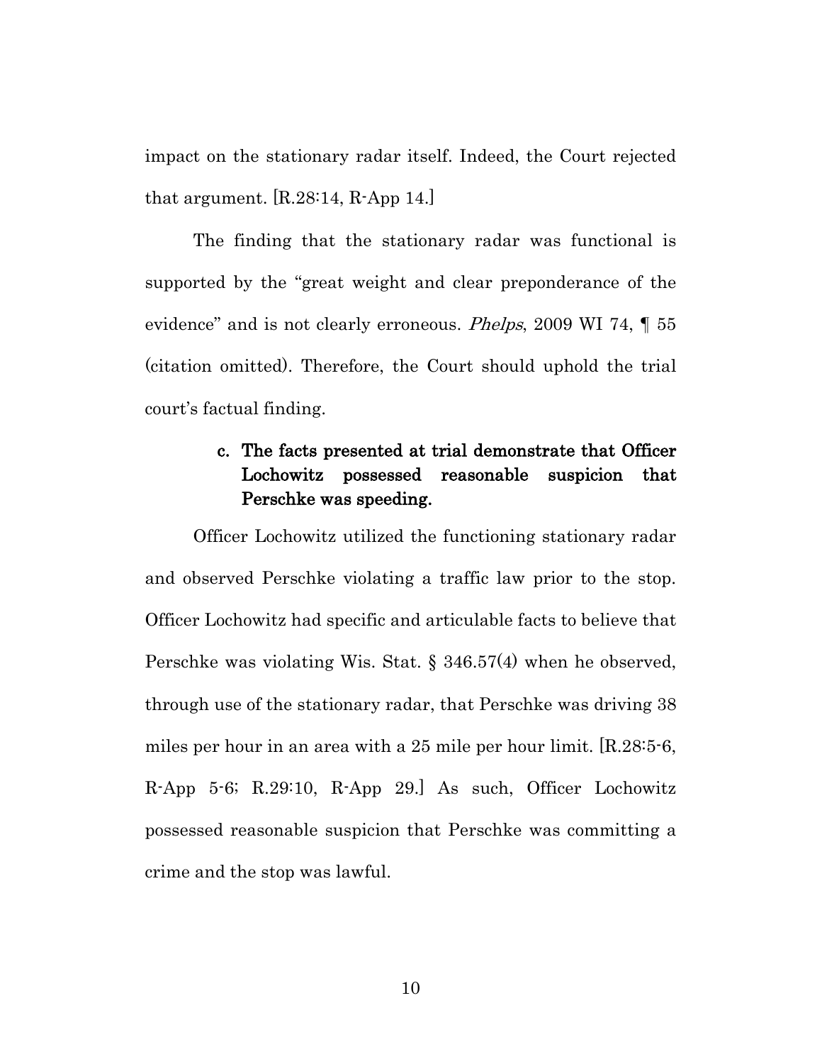impact on the stationary radar itself. Indeed, the Court rejected that argument. [R.28:14, R-App 14.]

The finding that the stationary radar was functional is supported by the "great weight and clear preponderance of the evidence" and is not clearly erroneous. *Phelps*, 2009 WI 74, ¶ 55 (citation omitted). Therefore, the Court should uphold the trial court's factual finding.

**c. The facts presented at trial demonstrate that Officer Lochowitz possessed reasonable suspicion that Perschke was speeding.**

Officer Lochowitz utilized the functioning stationary radar and observed Perschke violating a traffic law prior to the stop. Officer Lochowitz had specific and articulable facts to believe that Perschke was violating Wis. Stat. § 346.57(4) when he observed, through use of the stationary radar, that Perschke was driving 38 miles per hour in an area with a 25 mile per hour limit. [R.28:5-6, R-App 5-6; R.29:10, R-App 29.] As such, Officer Lochowitz possessed reasonable suspicion that Perschke was committing a crime and the stop was lawful.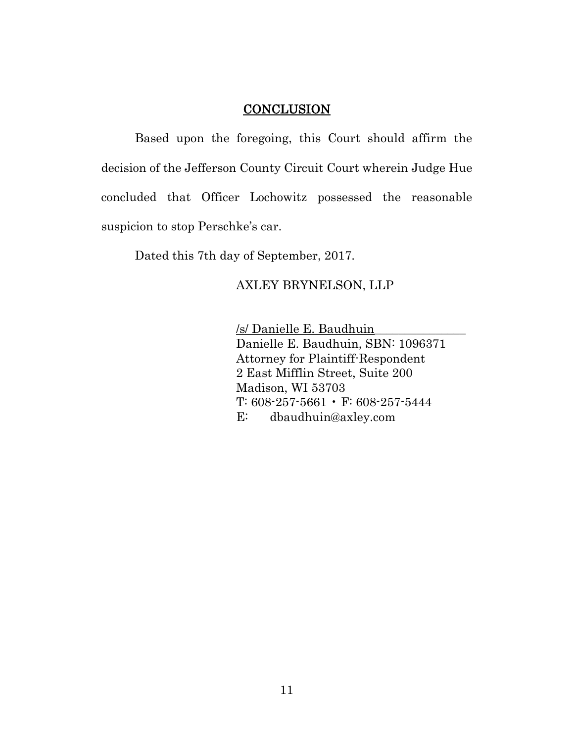## CONCLUSION

Based upon the foregoing, this Court should affirm the decision of the Jefferson County Circuit Court wherein Judge Hue concluded that Officer Lochowitz possessed the reasonable suspicion to stop Perschke's car.

Dated this 7th day of September, 2017.

AXLEY BRYNELSON, LLP

/s/ Danielle E. Baudhuin
Danielle E. Baudhuin, SBN: 1096371
Attorney for Plaintiff-Respondent
2 East Mifflin Street, Suite 200
Madison, WI 53703
T: 608-257-5661 • F: 608-257-5444
E: dbaudhuin@axley.com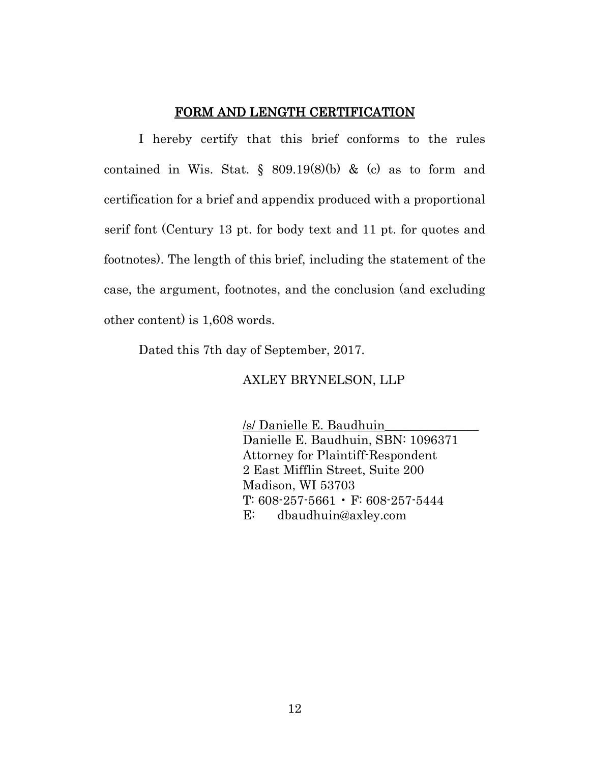## FORM AND LENGTH CERTIFICATION

I hereby certify that this brief conforms to the rules contained in Wis. Stat. § 809.19(8)(b) & (c) as to form and certification for a brief and appendix produced with a proportional serif font (Century 13 pt. for body text and 11 pt. for quotes and footnotes). The length of this brief, including the statement of the case, the argument, footnotes, and the conclusion (and excluding other content) is 1,608 words.

Dated this 7th day of September, 2017.

AXLEY BRYNELSON, LLP

/s/ Danielle E. Baudhuin
Danielle E. Baudhuin, SBN: 1096371
Attorney for Plaintiff-Respondent
2 East Mifflin Street, Suite 200
Madison, WI 53703
T: 608-257-5661 • F: 608-257-5444
E: dbaudhuin@axley.com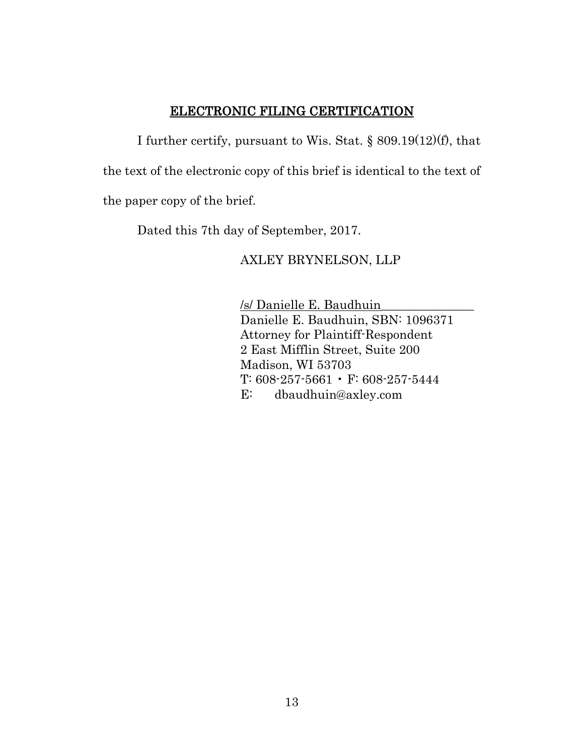## ELECTRONIC FILING CERTIFICATION

I further certify, pursuant to Wis. Stat. § 809.19(12)(f), that the text of the electronic copy of this brief is identical to the text of the paper copy of the brief.

Dated this 7th day of September, 2017.

AXLEY BRYNELSON, LLP

/s/ Danielle E. Baudhuin_______________
Danielle E. Baudhuin, SBN: 1096371
Attorney for Plaintiff-Respondent
2 East Mifflin Street, Suite 200
Madison, WI 53703
T: 608-257-5661 • F: 608-257-5444
E: dbaudhuin@axley.com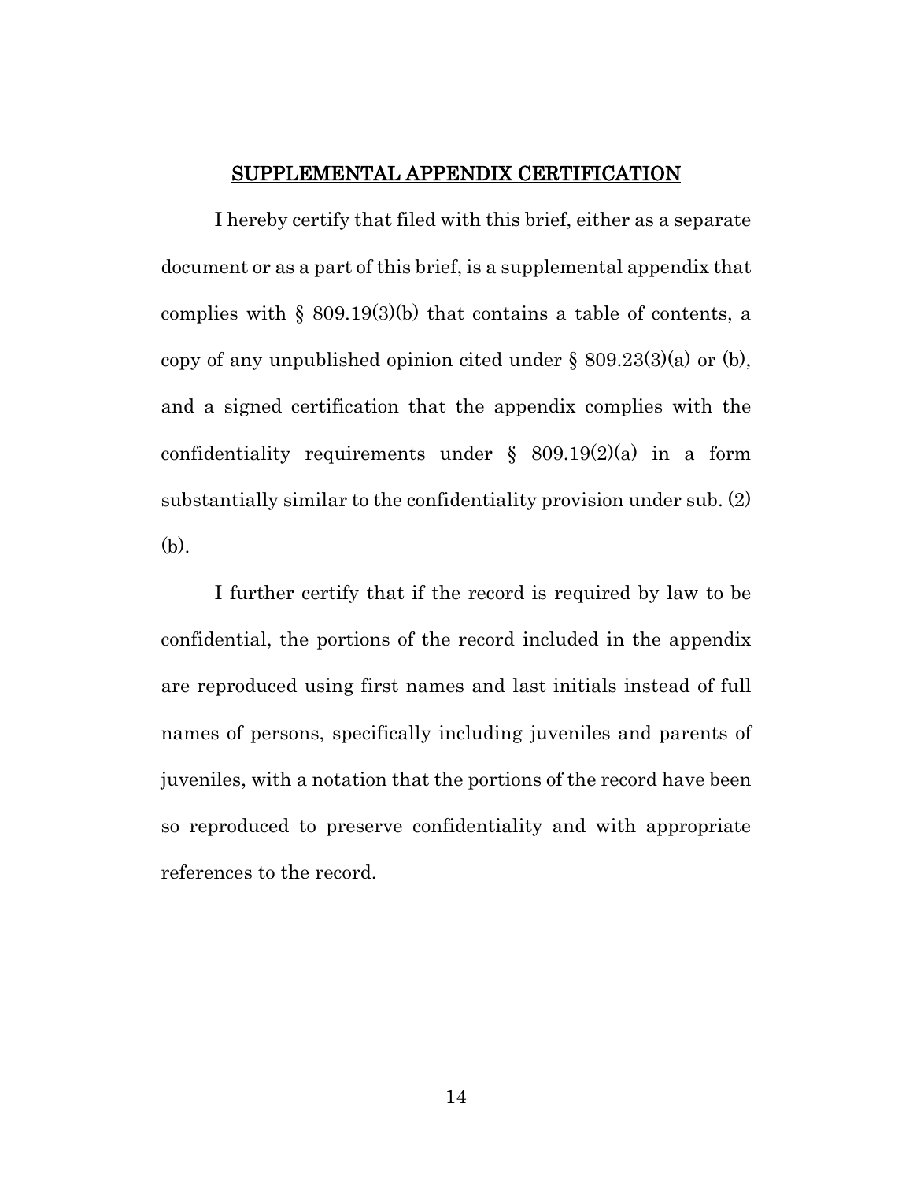## SUPPLEMENTAL APPENDIX CERTIFICATION

I hereby certify that filed with this brief, either as a separate document or as a part of this brief, is a supplemental appendix that complies with § 809.19(3)(b) that contains a table of contents, a copy of any unpublished opinion cited under § 809.23(3)(a) or (b), and a signed certification that the appendix complies with the confidentiality requirements under § 809.19(2)(a) in a form substantially similar to the confidentiality provision under sub. (2)(b).

I further certify that if the record is required by law to be confidential, the portions of the record included in the appendix are reproduced using first names and last initials instead of full names of persons, specifically including juveniles and parents of juveniles, with a notation that the portions of the record have been so reproduced to preserve confidentiality and with appropriate references to the record.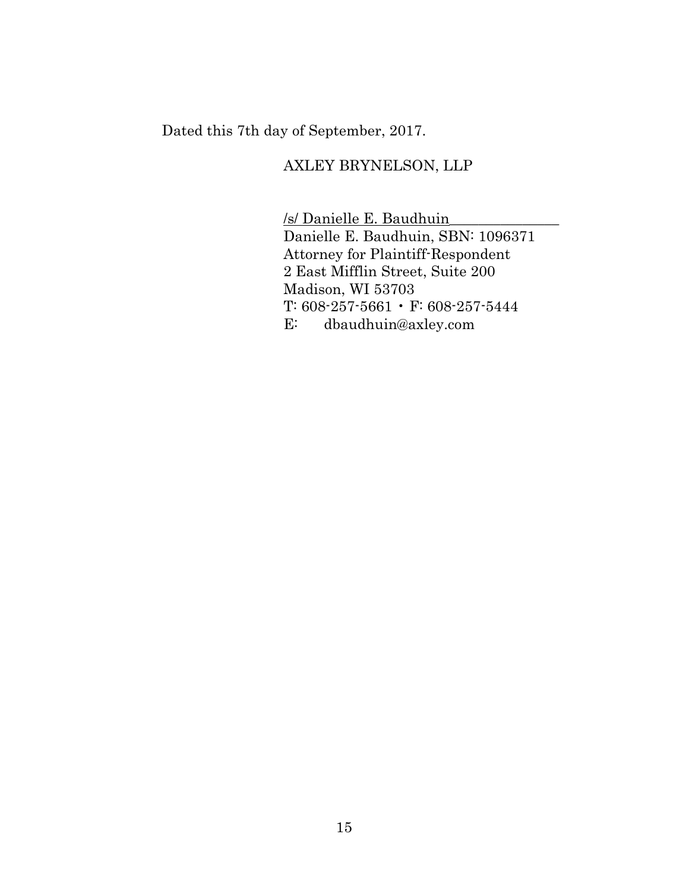Dated this 7th day of September, 2017.

AXLEY BRYNELSON, LLP

/s/ Danielle E. Baudhuin
Danielle E. Baudhuin, SBN: 1096371
Attorney for Plaintiff-Respondent
2 East Mifflin Street, Suite 200
Madison, WI 53703
T: 608-257-5661 • F: 608-257-5444
E: dbaudhuin@axley.com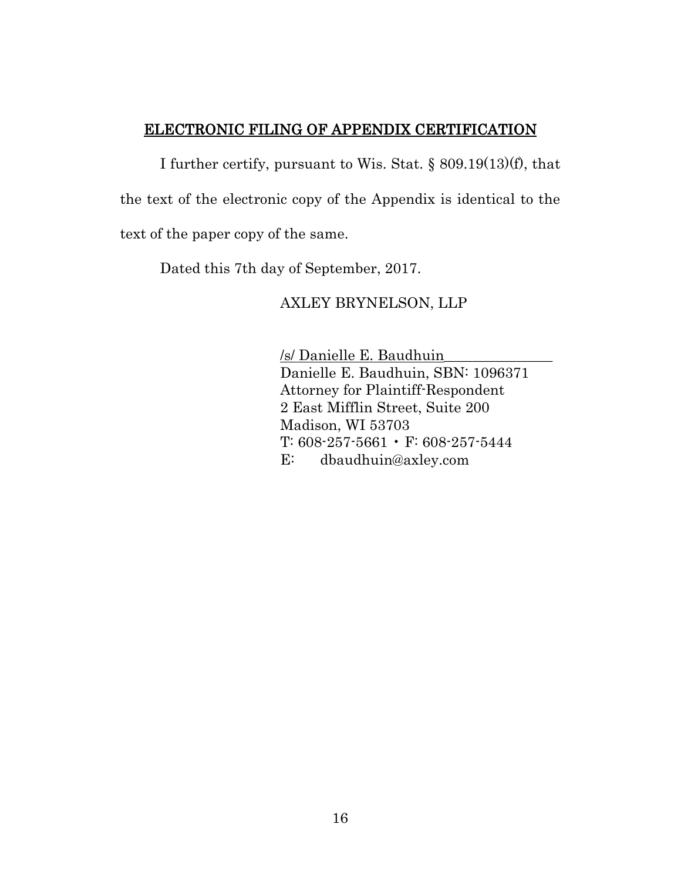## ELECTRONIC FILING OF APPENDIX CERTIFICATION

I further certify, pursuant to Wis. Stat. § 809.19(13)(f), that the text of the electronic copy of the Appendix is identical to the text of the paper copy of the same.

Dated this 7th day of September, 2017.

AXLEY BRYNELSON, LLP

/s/ Danielle E. Baudhuin
Danielle E. Baudhuin, SBN: 1096371
Attorney for Plaintiff-Respondent
2 East Mifflin Street, Suite 200
Madison, WI 53703
T: 608-257-5661 • F: 608-257-5444
E: dbaudhuin@axley.com